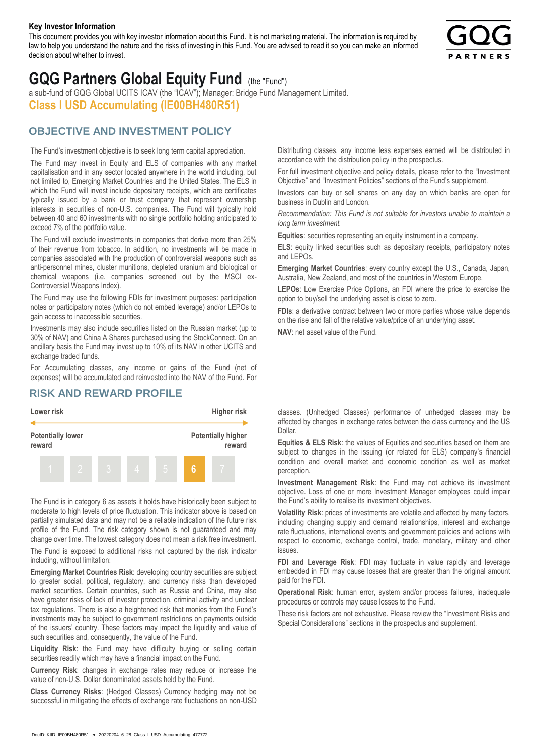**Key Investor Information**

This document provides you with key investor information about this Fund. It is not marketing material. The information is required by law to help you understand the nature and the risks of investing in this Fund. You are advised to read it so you can make an informed decision about whether to invest.

# GQG Partners Global Equity Fund (the "Fund")

a sub-fund of GQG Global UCITS ICAV (the "ICAV"); Manager: Bridge Fund Management Limited.

## Class I USD Accumulating (IE00BH480R51)

## OBJECTIVE AND INVESTMENT POLICY

The Fund's investment objective is to seek long term capital appreciation.

The Fund may invest in Equity and ELS of companies with any market capitalisation and in any sector located anywhere in the world including, but not limited to, Emerging Market Countries and the United States. The ELS in which the Fund will invest include depositary receipts, which are certificates typically issued by a bank or trust company that represent ownership interests in securities of non-U.S. companies. The Fund will typically hold between 40 and 60 investments with no single portfolio holding anticipated to exceed 7% of the portfolio value.

The Fund will exclude investments in companies that derive more than 25% of their revenue from tobacco. In addition, no investments will be made in companies associated with the production of controversial weapons such as anti-personnel mines, cluster munitions, depleted uranium and biological or chemical weapons (i.e. companies screened out by the MSCI ex-Controversial Weapons Index).

The Fund may use the following FDIs for investment purposes: participation notes or participatory notes (which do not embed leverage) and/or LEPOs to gain access to inaccessible securities.

Investments may also include securities listed on the Russian market (up to 30% of NAV) and China A Shares purchased using the StockConnect. On an ancillary basis the Fund may invest up to 10% of its NAV in other UCITS and exchange traded funds.

For Accumulating classes, any income or gains of the Fund (net of expenses) will be accumulated and reinvested into the NAV of the Fund. For Distributing classes, any income less expenses earned will be distributed in accordance with the distribution policy in the prospectus.

For full investment objective and policy details, please refer to the "Investment Objective" and "Investment Policies" sections of the Fund's supplement.

Investors can buy or sell shares on any day on which banks are open for business in Dublin and London.

*Recommendation: This Fund is not suitable for investors unable to maintain a long term investment.*

**Equities**: securities representing an equity instrument in a company.

**ELS**: equity linked securities such as depositary receipts, participatory notes and LEPOs.

**Emerging Market Countries**: every country except the U.S., Canada, Japan, Australia, New Zealand, and most of the countries in Western Europe.

**LEPOs**: Low Exercise Price Options, an FDI where the price to exercise the option to buy/sell the underlying asset is close to zero.

**FDIs**: a derivative contract between two or more parties whose value depends on the rise and fall of the relative value/price of an underlying asset.

**NAV**: net asset value of the Fund.

## RISK AND REWARD PROFILE

| Lower risk | | | | | | Higher risk |
|---|---|---|---|---|---|---|
| Potentially lower reward | | | | | | Potentially higher reward |
| 1 | 2 | 3 | 4 | 5 | **6** | 7 |

The Fund is in category 6 as assets it holds have historically been subject to moderate to high levels of price fluctuation. This indicator above is based on partially simulated data and may not be a reliable indication of the future risk profile of the Fund. The risk category shown is not guaranteed and may change over time. The lowest category does not mean a risk free investment.

The Fund is exposed to additional risks not captured by the risk indicator including, without limitation:

**Emerging Market Countries Risk**: developing country securities are subject to greater social, political, regulatory, and currency risks than developed market securities. Certain countries, such as Russia and China, may also have greater risks of lack of investor protection, criminal activity and unclear tax regulations. There is also a heightened risk that monies from the Fund's investments may be subject to government restrictions on payments outside of the issuers' country. These factors may impact the liquidity and value of such securities and, consequently, the value of the Fund.

**Liquidity Risk**: the Fund may have difficulty buying or selling certain securities readily which may have a financial impact on the Fund.

**Currency Risk**: changes in exchange rates may reduce or increase the value of non-U.S. Dollar denominated assets held by the Fund.

**Class Currency Risks**: (Hedged Classes) Currency hedging may not be successful in mitigating the effects of exchange rate fluctuations on non-USD classes. (Unhedged Classes) performance of unhedged classes may be affected by changes in exchange rates between the class currency and the US Dollar.

**Equities & ELS Risk**: the values of Equities and securities based on them are subject to changes in the issuing (or related for ELS) company's financial condition and overall market and economic condition as well as market perception.

**Investment Management Risk**: the Fund may not achieve its investment objective. Loss of one or more Investment Manager employees could impair the Fund's ability to realise its investment objectives.

**Volatility Risk**: prices of investments are volatile and affected by many factors, including changing supply and demand relationships, interest and exchange rate fluctuations, international events and government policies and actions with respect to economic, exchange control, trade, monetary, military and other issues.

**FDI and Leverage Risk**: FDI may fluctuate in value rapidly and leverage embedded in FDI may cause losses that are greater than the original amount paid for the FDI.

**Operational Risk**: human error, system and/or process failures, inadequate procedures or controls may cause losses to the Fund.

These risk factors are not exhaustive. Please review the "Investment Risks and Special Considerations" sections in the prospectus and supplement.

DocID: KIID_IE00BH480R51_en_20220204_6_28_Class_I_USD_Accumulating_477772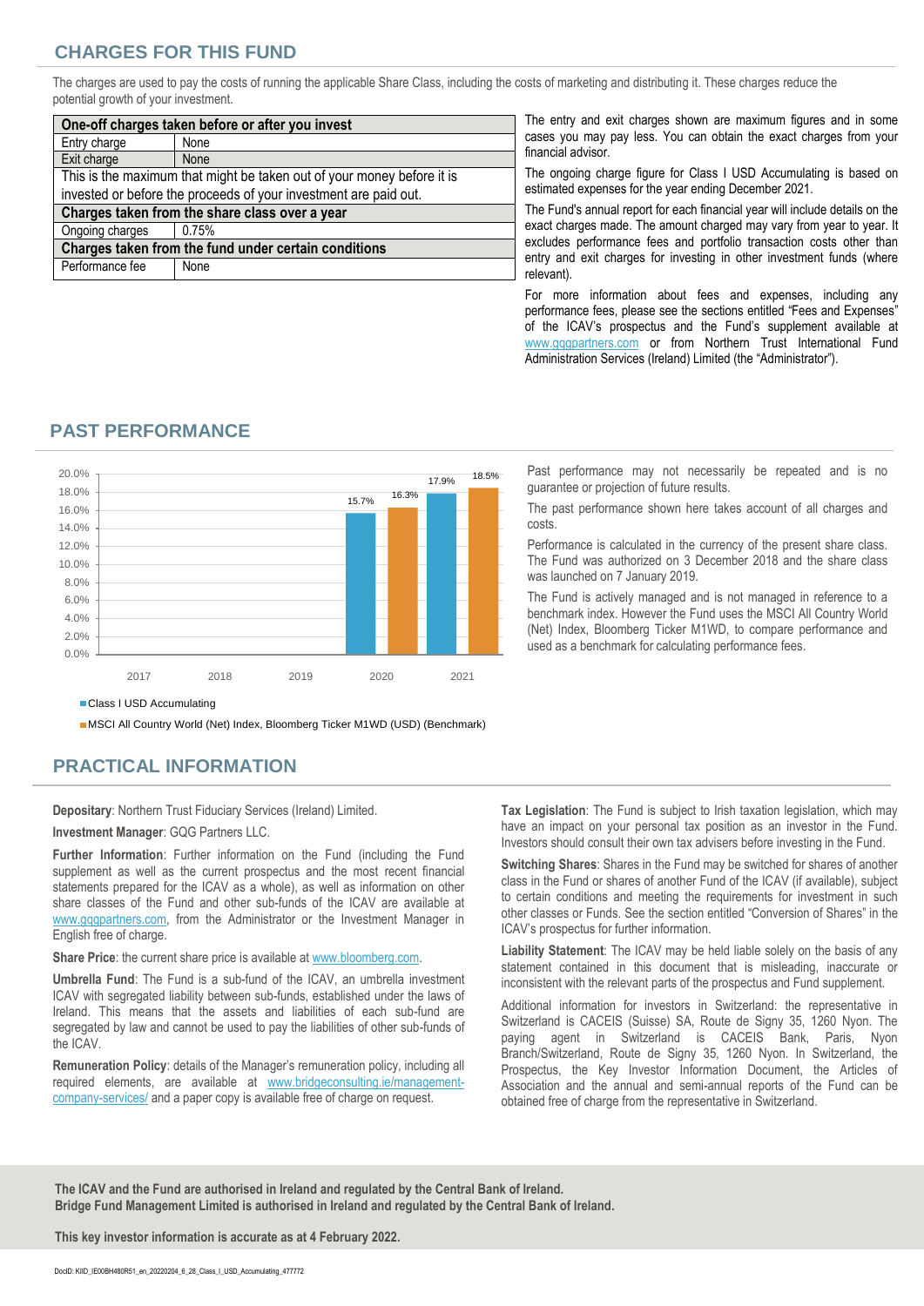## CHARGES FOR THIS FUND

The charges are used to pay the costs of running the applicable Share Class, including the costs of marketing and distributing it. These charges reduce the potential growth of your investment.

| One-off charges taken before or after you invest | |
|---|---|
| Entry charge | None |
| Exit charge | None |
| This is the maximum that might be taken out of your money before it is invested or before the proceeds of your investment are paid out. | |
| **Charges taken from the share class over a year** | |
| Ongoing charges | 0.75% |
| **Charges taken from the fund under certain conditions** | |
| Performance fee | None |

The entry and exit charges shown are maximum figures and in some cases you may pay less. You can obtain the exact charges from your financial advisor.

The ongoing charge figure for Class I USD Accumulating is based on estimated expenses for the year ending December 2021.

The Fund's annual report for each financial year will include details on the exact charges made. The amount charged may vary from year to year. It excludes performance fees and portfolio transaction costs other than entry and exit charges for investing in other investment funds (where relevant).

For more information about fees and expenses, including any performance fees, please see the sections entitled "Fees and Expenses" of the ICAV's prospectus and the Fund's supplement available at www.gqgpartners.com or from Northern Trust International Fund Administration Services (Ireland) Limited (the "Administrator").

## PAST PERFORMANCE

20.0%
18.0%
16.0%
14.0%
12.0%
10.0%
8.0%
6.0%
4.0%
2.0%
0.0%

15.7%
16.3%
17.9%
18.5%

2017
2018
2019
2020
2021

Class I USD Accumulating

MSCI All Country World (Net) Index, Bloomberg Ticker M1WD (USD) (Benchmark)

Past performance may not necessarily be repeated and is no guarantee or projection of future results.

The past performance shown here takes account of all charges and costs.

Performance is calculated in the currency of the present share class. The Fund was authorized on 3 December 2018 and the share class was launched on 7 January 2019.

The Fund is actively managed and is not managed in reference to a benchmark index. However the Fund uses the MSCI All Country World (Net) Index, Bloomberg Ticker M1WD, to compare performance and used as a benchmark for calculating performance fees.

## PRACTICAL INFORMATION

**Depositary**: Northern Trust Fiduciary Services (Ireland) Limited.

**Investment Manager**: GQG Partners LLC.

**Further Information**: Further information on the Fund (including the Fund supplement as well as the current prospectus and the most recent financial statements prepared for the ICAV as a whole), as well as information on other share classes of the Fund and other sub-funds of the ICAV are available at www.gqgpartners.com, from the Administrator or the Investment Manager in English free of charge.

**Share Price**: the current share price is available at www.bloomberg.com.

**Umbrella Fund**: The Fund is a sub-fund of the ICAV, an umbrella investment ICAV with segregated liability between sub-funds, established under the laws of Ireland. This means that the assets and liabilities of each sub-fund are segregated by law and cannot be used to pay the liabilities of other sub-funds of the ICAV.

**Remuneration Policy**: details of the Manager's remuneration policy, including all required elements, are available at www.bridgeconsulting.ie/management-company-services/ and a paper copy is available free of charge on request.

**Tax Legislation**: The Fund is subject to Irish taxation legislation, which may have an impact on your personal tax position as an investor in the Fund. Investors should consult their own tax advisers before investing in the Fund.

**Switching Shares**: Shares in the Fund may be switched for shares of another class in the Fund or shares of another Fund of the ICAV (if available), subject to certain conditions and meeting the requirements for investment in such other classes or Funds. See the section entitled "Conversion of Shares" in the ICAV's prospectus for further information.

**Liability Statement**: The ICAV may be held liable solely on the basis of any statement contained in this document that is misleading, inaccurate or inconsistent with the relevant parts of the prospectus and Fund supplement.

Additional information for investors in Switzerland: the representative in Switzerland is CACEIS (Suisse) SA, Route de Signy 35, 1260 Nyon. The paying agent in Switzerland is CACEIS Bank, Paris, Nyon Branch/Switzerland, Route de Signy 35, 1260 Nyon. In Switzerland, the Prospectus, the Key Investor Information Document, the Articles of Association and the annual and semi-annual reports of the Fund can be obtained free of charge from the representative in Switzerland.

**The ICAV and the Fund are authorised in Ireland and regulated by the Central Bank of Ireland.**
**Bridge Fund Management Limited is authorised in Ireland and regulated by the Central Bank of Ireland.**

**This key investor information is accurate as at 4 February 2022.**

DocID: KIID_IE00BH480R51_en_20220204_6_28_Class_I_USD_Accumulating_477772